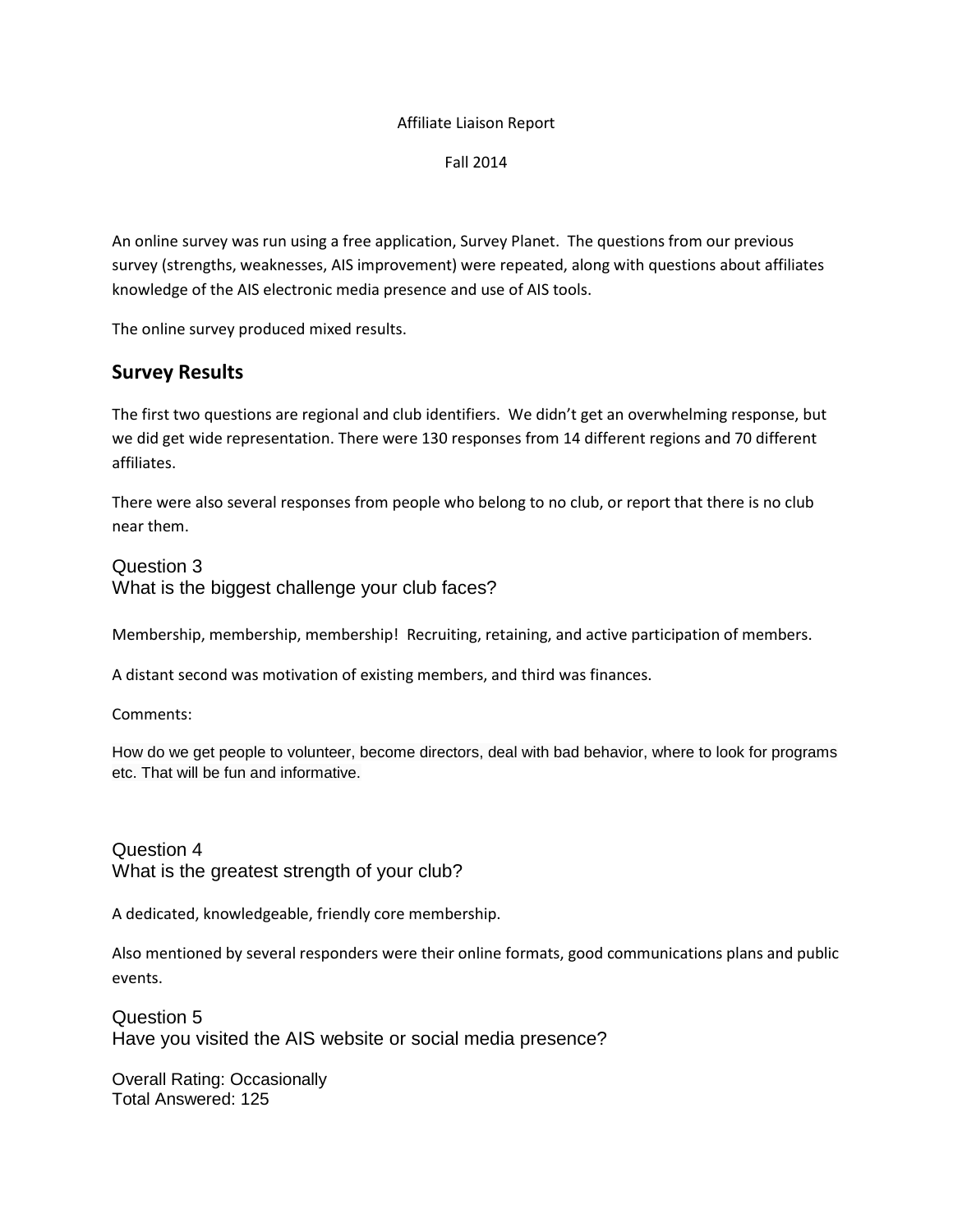Affiliate Liaison Report

Fall 2014

An online survey was run using a free application, Survey Planet. The questions from our previous survey (strengths, weaknesses, AIS improvement) were repeated, along with questions about affiliates knowledge of the AIS electronic media presence and use of AIS tools.

The online survey produced mixed results.

## Survey Results

The first two questions are regional and club identifiers. We didn't get an overwhelming response, but we did get wide representation. There were 130 responses from 14 different regions and 70 different affiliates.

There were also several responses from people who belong to no club, or report that there is no club near them.

### Question 3
### What is the biggest challenge your club faces?

Membership, membership, membership! Recruiting, retaining, and active participation of members.

A distant second was motivation of existing members, and third was finances.

Comments:

How do we get people to volunteer, become directors, deal with bad behavior, where to look for programs etc. That will be fun and informative.

### Question 4
### What is the greatest strength of your club?

A dedicated, knowledgeable, friendly core membership.

Also mentioned by several responders were their online formats, good communications plans and public events.

### Question 5
### Have you visited the AIS website or social media presence?

Overall Rating: Occasionally
Total Answered: 125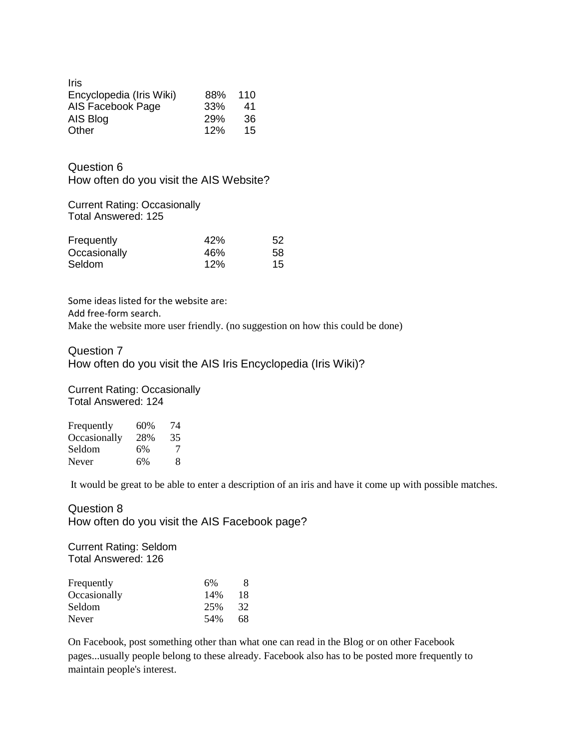| Iris | | |
|---|---|---|
| Encyclopedia (Iris Wiki) | 88% | 110 |
| AIS Facebook Page | 33% | 41 |
| AIS Blog | 29% | 36 |
| Other | 12% | 15 |

## Question 6

How often do you visit the AIS Website?

Current Rating: Occasionally
Total Answered: 125

| | | |
|---|---|---|
| Frequently | 42% | 52 |
| Occasionally | 46% | 58 |
| Seldom | 12% | 15 |

Some ideas listed for the website are:
Add free-form search.
Make the website more user friendly. (no suggestion on how this could be done)

## Question 7

How often do you visit the AIS Iris Encyclopedia (Iris Wiki)?

Current Rating: Occasionally
Total Answered: 124

| | | |
|---|---|---|
| Frequently | 60% | 74 |
| Occasionally | 28% | 35 |
| Seldom | 6% | 7 |
| Never | 6% | 8 |

It would be great to be able to enter a description of an iris and have it come up with possible matches.

## Question 8

How often do you visit the AIS Facebook page?

Current Rating: Seldom
Total Answered: 126

| | | |
|---|---|---|
| Frequently | 6% | 8 |
| Occasionally | 14% | 18 |
| Seldom | 25% | 32 |
| Never | 54% | 68 |

On Facebook, post something other than what one can read in the Blog or on other Facebook pages...usually people belong to these already. Facebook also has to be posted more frequently to maintain people's interest.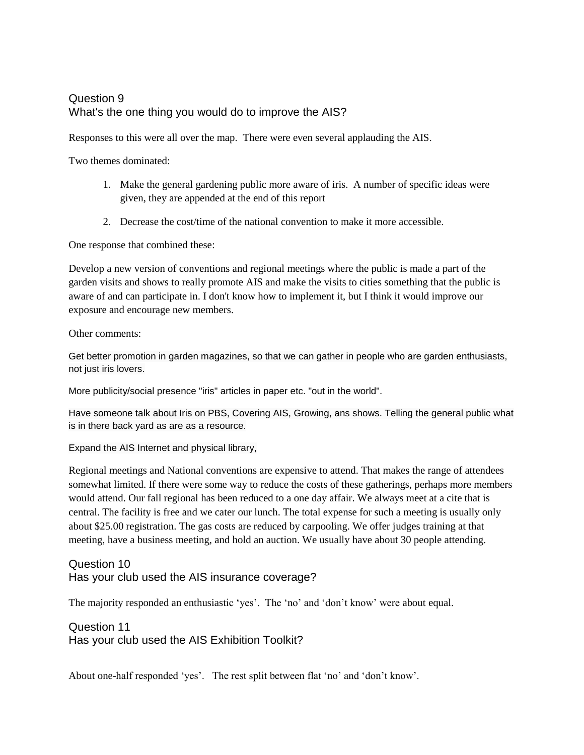## Question 9
### What's the one thing you would do to improve the AIS?

Responses to this were all over the map. There were even several applauding the AIS.

Two themes dominated:

1. Make the general gardening public more aware of iris. A number of specific ideas were given, they are appended at the end of this report

2. Decrease the cost/time of the national convention to make it more accessible.

One response that combined these:

Develop a new version of conventions and regional meetings where the public is made a part of the garden visits and shows to really promote AIS and make the visits to cities something that the public is aware of and can participate in. I don't know how to implement it, but I think it would improve our exposure and encourage new members.

Other comments:

Get better promotion in garden magazines, so that we can gather in people who are garden enthusiasts, not just iris lovers.

More publicity/social presence "iris" articles in paper etc. "out in the world".

Have someone talk about Iris on PBS, Covering AIS, Growing, ans shows. Telling the general public what is in there back yard as are as a resource.

Expand the AIS Internet and physical library,

Regional meetings and National conventions are expensive to attend. That makes the range of attendees somewhat limited. If there were some way to reduce the costs of these gatherings, perhaps more members would attend. Our fall regional has been reduced to a one day affair. We always meet at a cite that is central. The facility is free and we cater our lunch. The total expense for such a meeting is usually only about $25.00 registration. The gas costs are reduced by carpooling. We offer judges training at that meeting, have a business meeting, and hold an auction. We usually have about 30 people attending.

## Question 10
### Has your club used the AIS insurance coverage?

The majority responded an enthusiastic 'yes'. The 'no' and 'don't know' were about equal.

## Question 11
### Has your club used the AIS Exhibition Toolkit?

About one-half responded 'yes'. The rest split between flat 'no' and 'don't know'.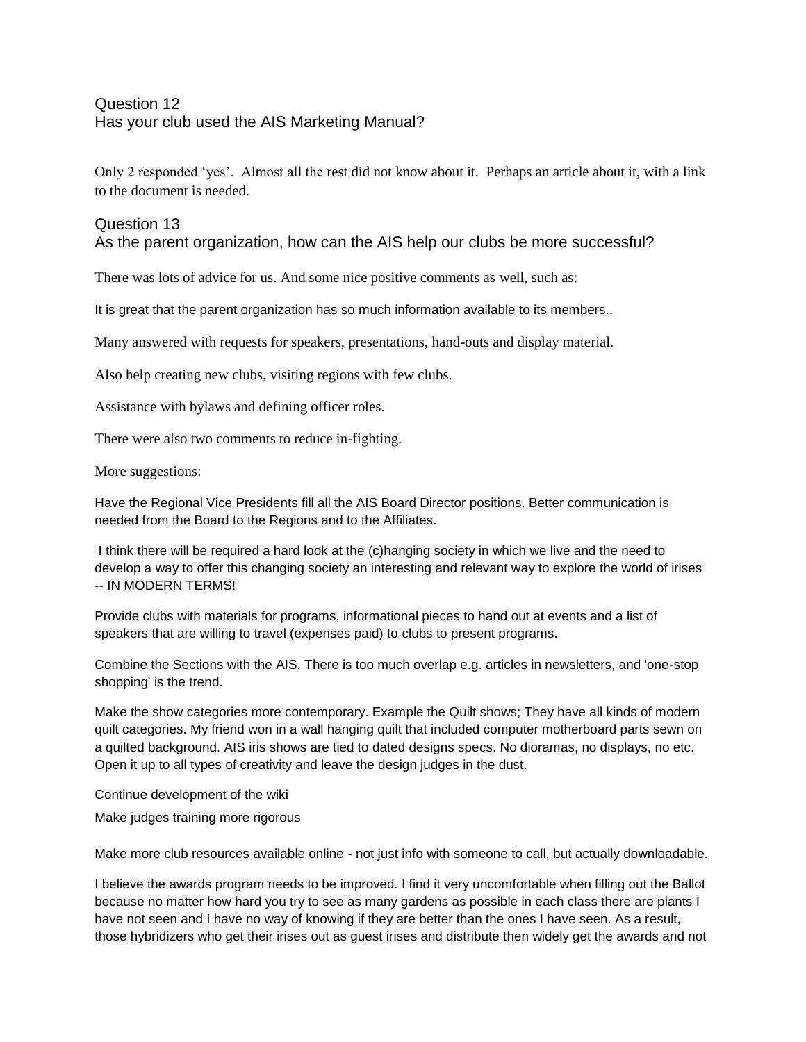## Question 12
## Has your club used the AIS Marketing Manual?

Only 2 responded 'yes'. Almost all the rest did not know about it. Perhaps an article about it, with a link to the document is needed.

## Question 13
## As the parent organization, how can the AIS help our clubs be more successful?

There was lots of advice for us. And some nice positive comments as well, such as:

It is great that the parent organization has so much information available to its members..

Many answered with requests for speakers, presentations, hand-outs and display material.

Also help creating new clubs, visiting regions with few clubs.

Assistance with bylaws and defining officer roles.

There were also two comments to reduce in-fighting.

More suggestions:

Have the Regional Vice Presidents fill all the AIS Board Director positions. Better communication is needed from the Board to the Regions and to the Affiliates.

I think there will be required a hard look at the (c)hanging society in which we live and the need to develop a way to offer this changing society an interesting and relevant way to explore the world of irises -- IN MODERN TERMS!

Provide clubs with materials for programs, informational pieces to hand out at events and a list of speakers that are willing to travel (expenses paid) to clubs to present programs.

Combine the Sections with the AIS. There is too much overlap e.g. articles in newsletters, and 'one-stop shopping' is the trend.

Make the show categories more contemporary. Example the Quilt shows; They have all kinds of modern quilt categories. My friend won in a wall hanging quilt that included computer motherboard parts sewn on a quilted background. AIS iris shows are tied to dated designs specs. No dioramas, no displays, no etc. Open it up to all types of creativity and leave the design judges in the dust.

Continue development of the wiki

Make judges training more rigorous

Make more club resources available online - not just info with someone to call, but actually downloadable.

I believe the awards program needs to be improved. I find it very uncomfortable when filling out the Ballot because no matter how hard you try to see as many gardens as possible in each class there are plants I have not seen and I have no way of knowing if they are better than the ones I have seen. As a result, those hybridizers who get their irises out as guest irises and distribute then widely get the awards and not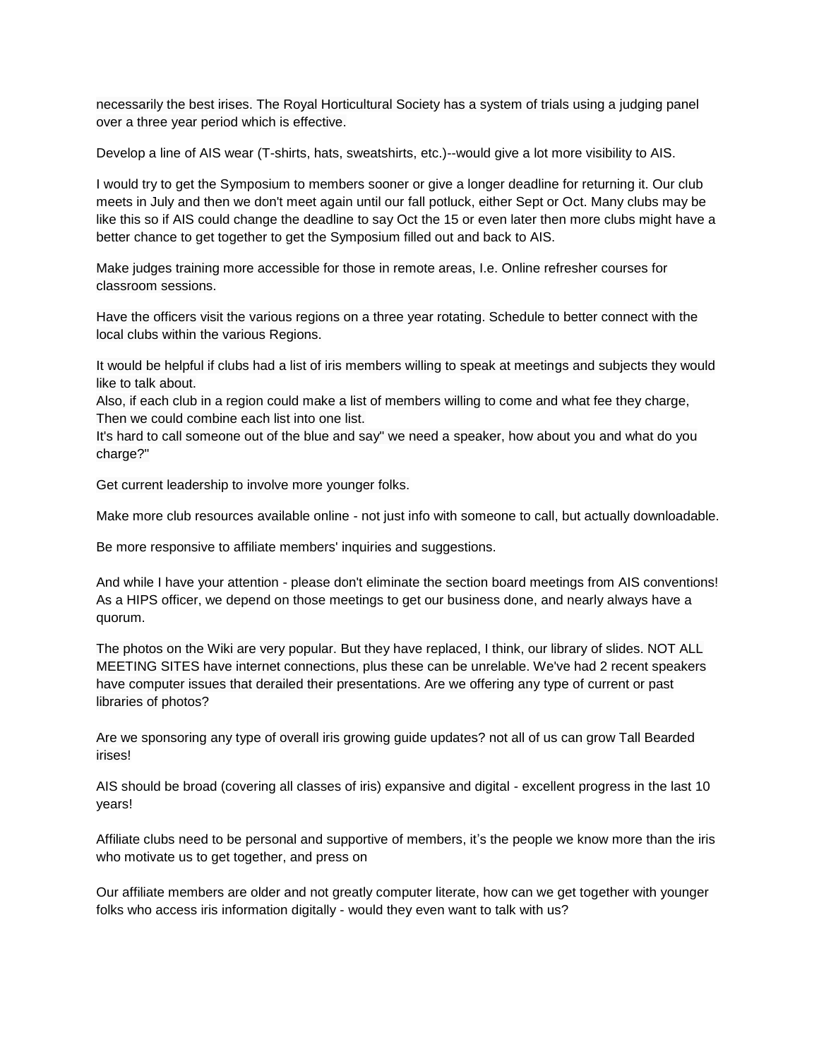necessarily the best irises. The Royal Horticultural Society has a system of trials using a judging panel over a three year period which is effective.

Develop a line of AIS wear (T-shirts, hats, sweatshirts, etc.)--would give a lot more visibility to AIS.

I would try to get the Symposium to members sooner or give a longer deadline for returning it. Our club meets in July and then we don't meet again until our fall potluck, either Sept or Oct. Many clubs may be like this so if AIS could change the deadline to say Oct the 15 or even later then more clubs might have a better chance to get together to get the Symposium filled out and back to AIS.

Make judges training more accessible for those in remote areas, I.e. Online refresher courses for classroom sessions.

Have the officers visit the various regions on a three year rotating. Schedule to better connect with the local clubs within the various Regions.

It would be helpful if clubs had a list of iris members willing to speak at meetings and subjects they would like to talk about.
Also, if each club in a region could make a list of members willing to come and what fee they charge, Then we could combine each list into one list.
It's hard to call someone out of the blue and say" we need a speaker, how about you and what do you charge?"

Get current leadership to involve more younger folks.

Make more club resources available online - not just info with someone to call, but actually downloadable.

Be more responsive to affiliate members' inquiries and suggestions.

And while I have your attention - please don't eliminate the section board meetings from AIS conventions! As a HIPS officer, we depend on those meetings to get our business done, and nearly always have a quorum.

The photos on the Wiki are very popular. But they have replaced, I think, our library of slides. NOT ALL MEETING SITES have internet connections, plus these can be unrelable. We've had 2 recent speakers have computer issues that derailed their presentations. Are we offering any type of current or past libraries of photos?

Are we sponsoring any type of overall iris growing guide updates? not all of us can grow Tall Bearded irises!

AIS should be broad (covering all classes of iris) expansive and digital - excellent progress in the last 10 years!

Affiliate clubs need to be personal and supportive of members, it's the people we know more than the iris who motivate us to get together, and press on

Our affiliate members are older and not greatly computer literate, how can we get together with younger folks who access iris information digitally - would they even want to talk with us?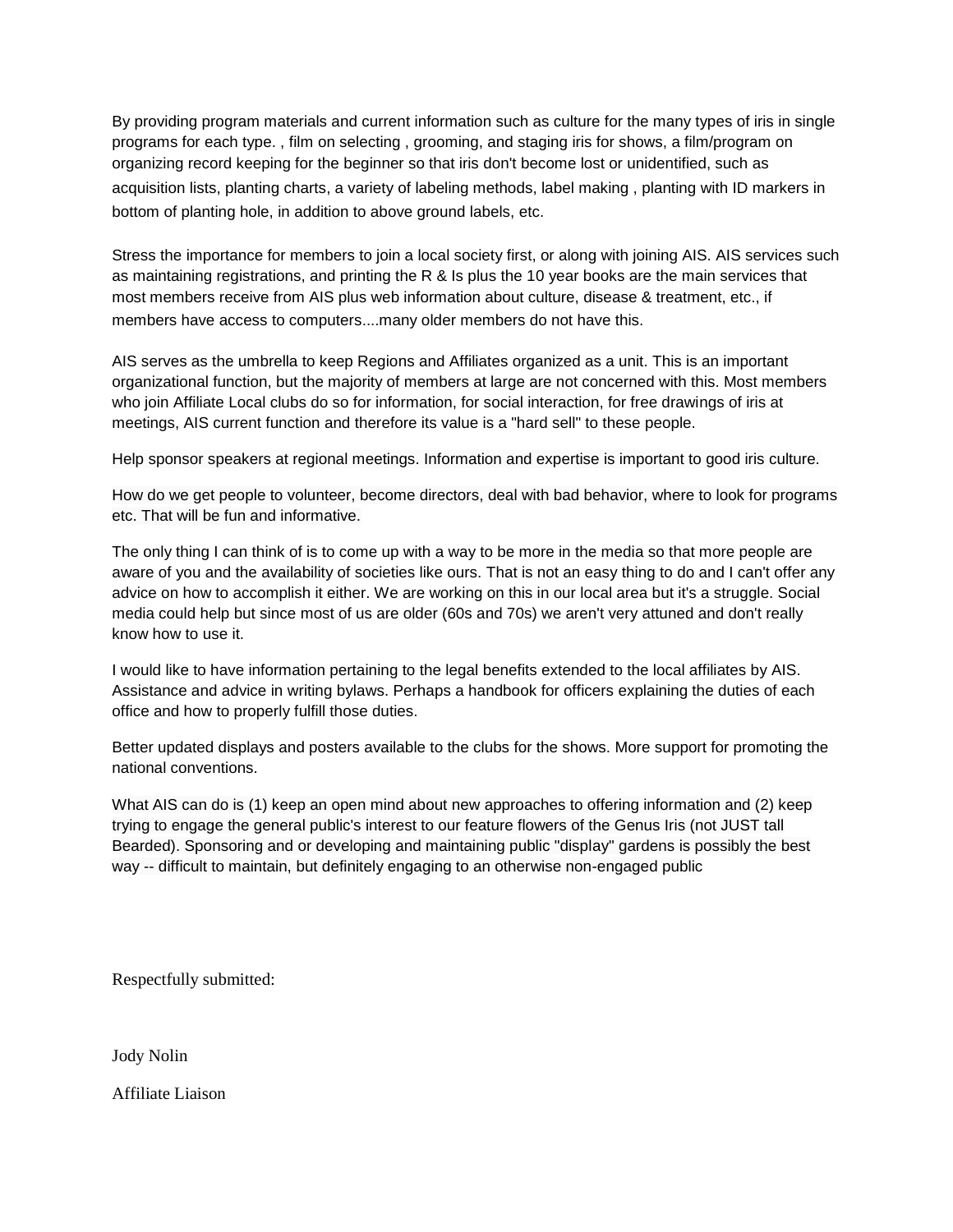By providing program materials and current information such as culture for the many types of iris in single programs for each type. , film on selecting , grooming, and staging iris for shows, a film/program on organizing record keeping for the beginner so that iris don't become lost or unidentified, such as acquisition lists, planting charts, a variety of labeling methods, label making , planting with ID markers in bottom of planting hole, in addition to above ground labels, etc.

Stress the importance for members to join a local society first, or along with joining AIS. AIS services such as maintaining registrations, and printing the R & Is plus the 10 year books are the main services that most members receive from AIS plus web information about culture, disease & treatment, etc., if members have access to computers....many older members do not have this.

AIS serves as the umbrella to keep Regions and Affiliates organized as a unit. This is an important organizational function, but the majority of members at large are not concerned with this. Most members who join Affiliate Local clubs do so for information, for social interaction, for free drawings of iris at meetings, AIS current function and therefore its value is a "hard sell" to these people.

Help sponsor speakers at regional meetings. Information and expertise is important to good iris culture.

How do we get people to volunteer, become directors, deal with bad behavior, where to look for programs etc. That will be fun and informative.

The only thing I can think of is to come up with a way to be more in the media so that more people are aware of you and the availability of societies like ours. That is not an easy thing to do and I can't offer any advice on how to accomplish it either. We are working on this in our local area but it's a struggle. Social media could help but since most of us are older (60s and 70s) we aren't very attuned and don't really know how to use it.

I would like to have information pertaining to the legal benefits extended to the local affiliates by AIS. Assistance and advice in writing bylaws. Perhaps a handbook for officers explaining the duties of each office and how to properly fulfill those duties.

Better updated displays and posters available to the clubs for the shows. More support for promoting the national conventions.

What AIS can do is (1) keep an open mind about new approaches to offering information and (2) keep trying to engage the general public's interest to our feature flowers of the Genus Iris (not JUST tall Bearded). Sponsoring and or developing and maintaining public "display" gardens is possibly the best way -- difficult to maintain, but definitely engaging to an otherwise non-engaged public

Respectfully submitted:

Jody Nolin

Affiliate Liaison